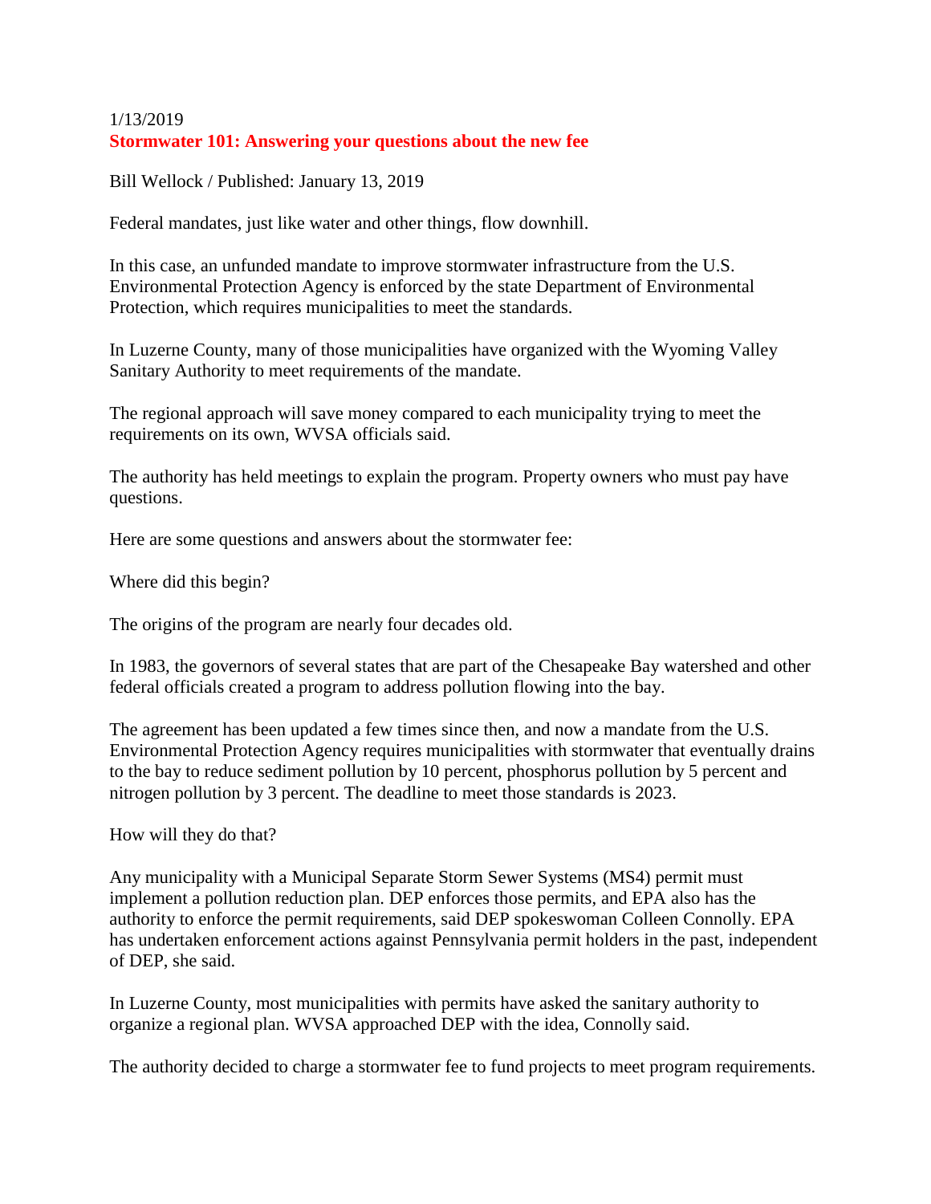1/13/2019

# Stormwater 101: Answering your questions about the new fee

Bill Wellock / Published: January 13, 2019

Federal mandates, just like water and other things, flow downhill.

In this case, an unfunded mandate to improve stormwater infrastructure from the U.S. Environmental Protection Agency is enforced by the state Department of Environmental Protection, which requires municipalities to meet the standards.

In Luzerne County, many of those municipalities have organized with the Wyoming Valley Sanitary Authority to meet requirements of the mandate.

The regional approach will save money compared to each municipality trying to meet the requirements on its own, WVSA officials said.

The authority has held meetings to explain the program. Property owners who must pay have questions.

Here are some questions and answers about the stormwater fee:

Where did this begin?

The origins of the program are nearly four decades old.

In 1983, the governors of several states that are part of the Chesapeake Bay watershed and other federal officials created a program to address pollution flowing into the bay.

The agreement has been updated a few times since then, and now a mandate from the U.S. Environmental Protection Agency requires municipalities with stormwater that eventually drains to the bay to reduce sediment pollution by 10 percent, phosphorus pollution by 5 percent and nitrogen pollution by 3 percent. The deadline to meet those standards is 2023.

How will they do that?

Any municipality with a Municipal Separate Storm Sewer Systems (MS4) permit must implement a pollution reduction plan. DEP enforces those permits, and EPA also has the authority to enforce the permit requirements, said DEP spokeswoman Colleen Connolly. EPA has undertaken enforcement actions against Pennsylvania permit holders in the past, independent of DEP, she said.

In Luzerne County, most municipalities with permits have asked the sanitary authority to organize a regional plan. WVSA approached DEP with the idea, Connolly said.

The authority decided to charge a stormwater fee to fund projects to meet program requirements.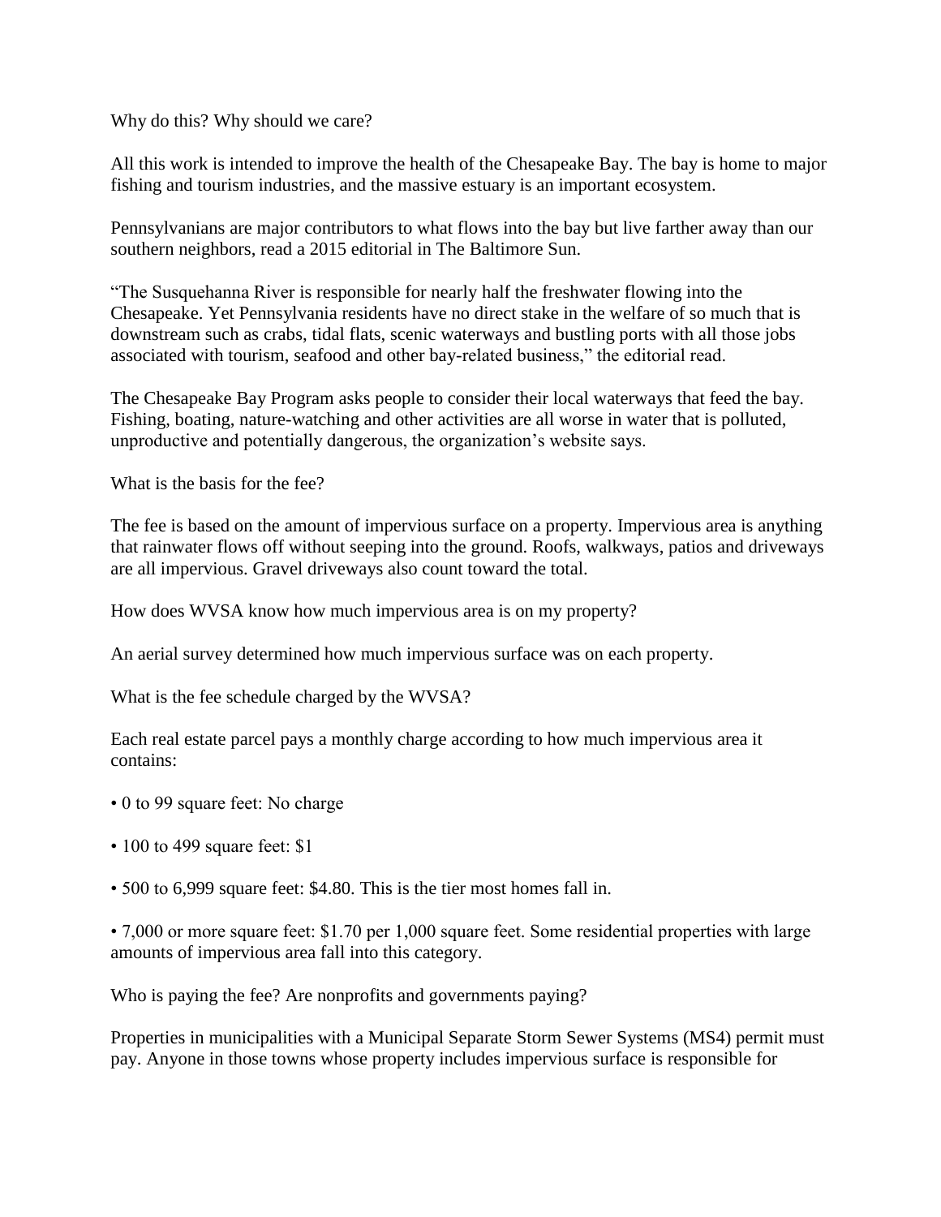Why do this? Why should we care?

All this work is intended to improve the health of the Chesapeake Bay. The bay is home to major fishing and tourism industries, and the massive estuary is an important ecosystem.

Pennsylvanians are major contributors to what flows into the bay but live farther away than our southern neighbors, read a 2015 editorial in The Baltimore Sun.

"The Susquehanna River is responsible for nearly half the freshwater flowing into the Chesapeake. Yet Pennsylvania residents have no direct stake in the welfare of so much that is downstream such as crabs, tidal flats, scenic waterways and bustling ports with all those jobs associated with tourism, seafood and other bay-related business," the editorial read.

The Chesapeake Bay Program asks people to consider their local waterways that feed the bay. Fishing, boating, nature-watching and other activities are all worse in water that is polluted, unproductive and potentially dangerous, the organization's website says.

What is the basis for the fee?

The fee is based on the amount of impervious surface on a property. Impervious area is anything that rainwater flows off without seeping into the ground. Roofs, walkways, patios and driveways are all impervious. Gravel driveways also count toward the total.

How does WVSA know how much impervious area is on my property?

An aerial survey determined how much impervious surface was on each property.

What is the fee schedule charged by the WVSA?

Each real estate parcel pays a monthly charge according to how much impervious area it contains:

- 0 to 99 square feet: No charge

- 100 to 499 square feet: $1

- 500 to 6,999 square feet: $4.80. This is the tier most homes fall in.

- 7,000 or more square feet: $1.70 per 1,000 square feet. Some residential properties with large amounts of impervious area fall into this category.

Who is paying the fee? Are nonprofits and governments paying?

Properties in municipalities with a Municipal Separate Storm Sewer Systems (MS4) permit must pay. Anyone in those towns whose property includes impervious surface is responsible for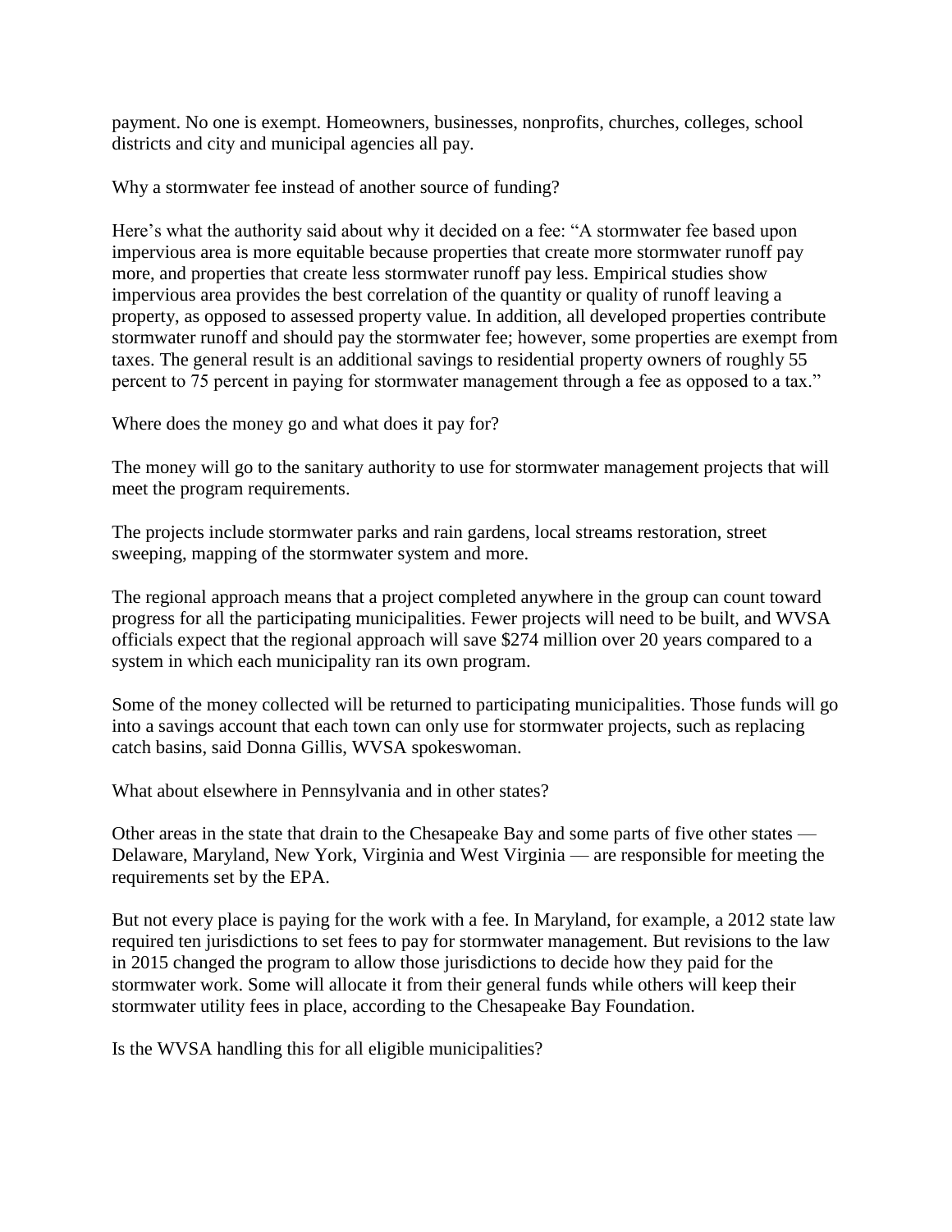payment. No one is exempt. Homeowners, businesses, nonprofits, churches, colleges, school districts and city and municipal agencies all pay.

Why a stormwater fee instead of another source of funding?

Here's what the authority said about why it decided on a fee: "A stormwater fee based upon impervious area is more equitable because properties that create more stormwater runoff pay more, and properties that create less stormwater runoff pay less. Empirical studies show impervious area provides the best correlation of the quantity or quality of runoff leaving a property, as opposed to assessed property value. In addition, all developed properties contribute stormwater runoff and should pay the stormwater fee; however, some properties are exempt from taxes. The general result is an additional savings to residential property owners of roughly 55 percent to 75 percent in paying for stormwater management through a fee as opposed to a tax."

Where does the money go and what does it pay for?

The money will go to the sanitary authority to use for stormwater management projects that will meet the program requirements.

The projects include stormwater parks and rain gardens, local streams restoration, street sweeping, mapping of the stormwater system and more.

The regional approach means that a project completed anywhere in the group can count toward progress for all the participating municipalities. Fewer projects will need to be built, and WVSA officials expect that the regional approach will save $274 million over 20 years compared to a system in which each municipality ran its own program.

Some of the money collected will be returned to participating municipalities. Those funds will go into a savings account that each town can only use for stormwater projects, such as replacing catch basins, said Donna Gillis, WVSA spokeswoman.

What about elsewhere in Pennsylvania and in other states?

Other areas in the state that drain to the Chesapeake Bay and some parts of five other states — Delaware, Maryland, New York, Virginia and West Virginia — are responsible for meeting the requirements set by the EPA.

But not every place is paying for the work with a fee. In Maryland, for example, a 2012 state law required ten jurisdictions to set fees to pay for stormwater management. But revisions to the law in 2015 changed the program to allow those jurisdictions to decide how they paid for the stormwater work. Some will allocate it from their general funds while others will keep their stormwater utility fees in place, according to the Chesapeake Bay Foundation.

Is the WVSA handling this for all eligible municipalities?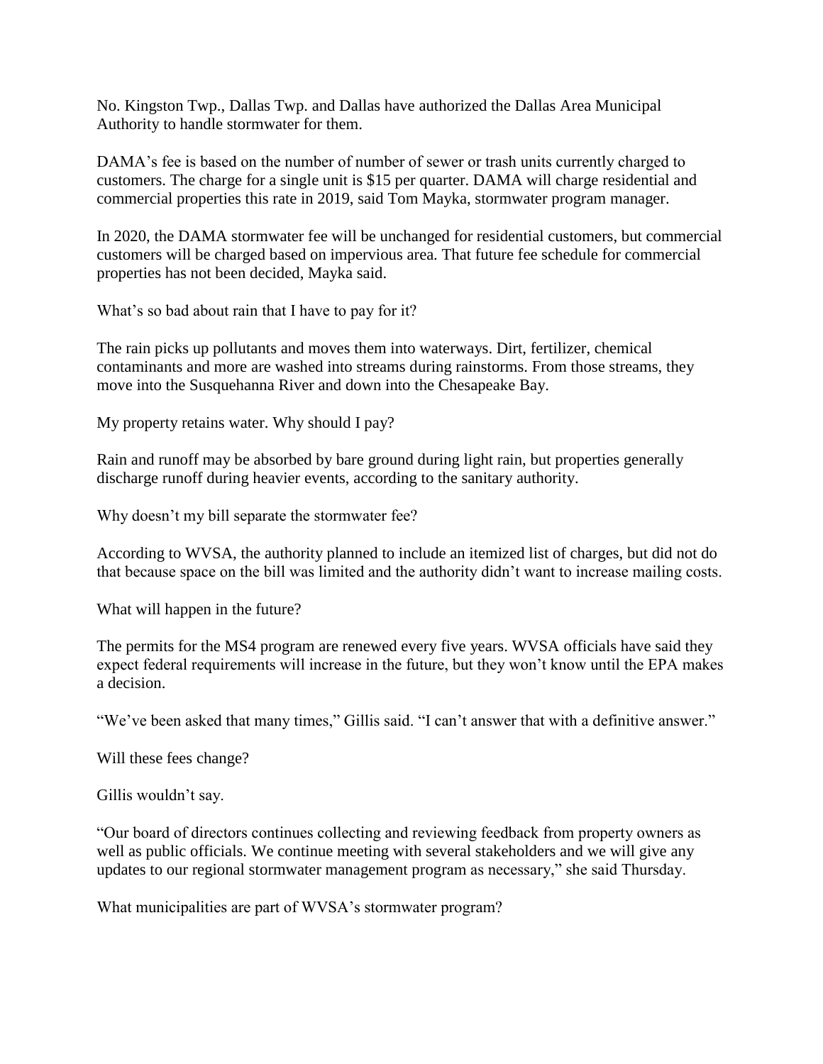No. Kingston Twp., Dallas Twp. and Dallas have authorized the Dallas Area Municipal Authority to handle stormwater for them.

DAMA's fee is based on the number of number of sewer or trash units currently charged to customers. The charge for a single unit is $15 per quarter. DAMA will charge residential and commercial properties this rate in 2019, said Tom Mayka, stormwater program manager.

In 2020, the DAMA stormwater fee will be unchanged for residential customers, but commercial customers will be charged based on impervious area. That future fee schedule for commercial properties has not been decided, Mayka said.

What's so bad about rain that I have to pay for it?

The rain picks up pollutants and moves them into waterways. Dirt, fertilizer, chemical contaminants and more are washed into streams during rainstorms. From those streams, they move into the Susquehanna River and down into the Chesapeake Bay.

My property retains water. Why should I pay?

Rain and runoff may be absorbed by bare ground during light rain, but properties generally discharge runoff during heavier events, according to the sanitary authority.

Why doesn't my bill separate the stormwater fee?

According to WVSA, the authority planned to include an itemized list of charges, but did not do that because space on the bill was limited and the authority didn't want to increase mailing costs.

What will happen in the future?

The permits for the MS4 program are renewed every five years. WVSA officials have said they expect federal requirements will increase in the future, but they won't know until the EPA makes a decision.

"We've been asked that many times," Gillis said. "I can't answer that with a definitive answer."

Will these fees change?

Gillis wouldn't say.

"Our board of directors continues collecting and reviewing feedback from property owners as well as public officials. We continue meeting with several stakeholders and we will give any updates to our regional stormwater management program as necessary," she said Thursday.

What municipalities are part of WVSA's stormwater program?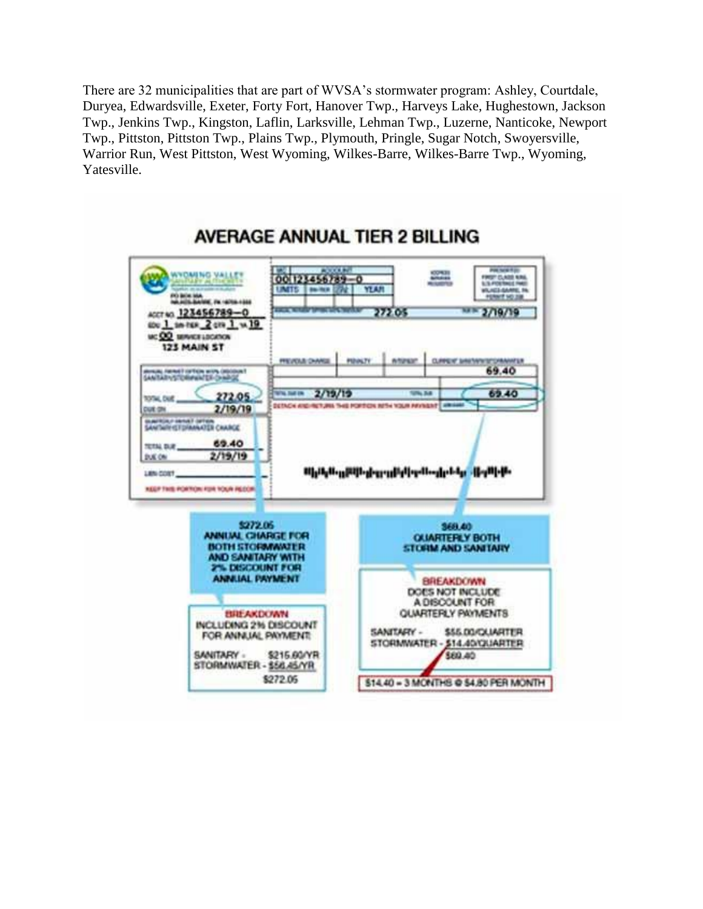There are 32 municipalities that are part of WVSA's stormwater program: Ashley, Courtdale, Duryea, Edwardsville, Exeter, Forty Fort, Hanover Twp., Harveys Lake, Hughestown, Jackson Twp., Jenkins Twp., Kingston, Laflin, Larksville, Lehman Twp., Luzerne, Nanticoke, Newport Twp., Pittston, Pittston Twp., Plains Twp., Plymouth, Pringle, Sugar Notch, Swoyersville, Warrior Run, West Pittston, West Wyoming, Wilkes-Barre, Wilkes-Barre Twp., Wyoming, Yatesville.

## AVERAGE ANNUAL TIER 2 BILLING

ACCT NO. 123456789—0

123 MAIN ST

TOTAL DUE 272.05

DUE ON 2/19/19

TOTAL DUE 69.40

DUE ON 2/19/19

001234567890

272.05

2/19/19

69.40

2/19/19

69.40

**$272.05 ANNUAL CHARGE FOR BOTH STORMWATER AND SANITARY WITH 2% DISCOUNT FOR ANNUAL PAYMENT**

**BREAKDOWN**

INCLUDING 2% DISCOUNT FOR ANNUAL PAYMENT:

SANITARY - $215.60/YR

STORMWATER - $56.45/YR

$272.05

**$69.40 QUARTERLY BOTH STORM AND SANITARY**

**BREAKDOWN**

DOES NOT INCLUDE A DISCOUNT FOR QUARTERLY PAYMENTS

SANITARY - $55.00/QUARTER

STORMWATER - $14.40/QUARTER

$69.40

$14.40 = 3 MONTHS @ $4.80 PER MONTH